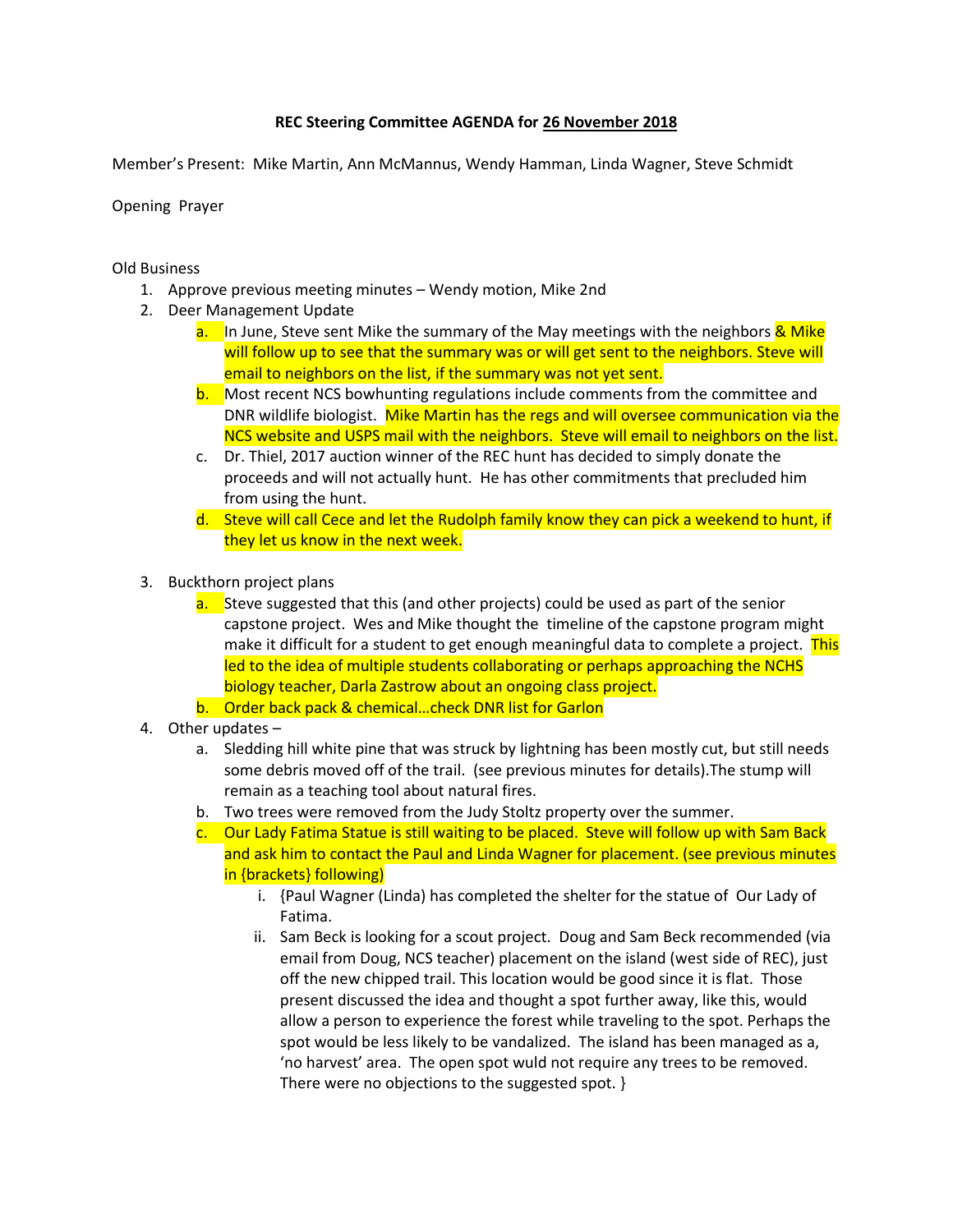**REC Steering Committee AGENDA for 26 November 2018**

Member's Present: Mike Martin, Ann McMannus, Wendy Hamman, Linda Wagner, Steve Schmidt

Opening Prayer

Old Business

1. Approve previous meeting minutes – Wendy motion, Mike 2nd
2. Deer Management Update
   a. In June, Steve sent Mike the summary of the May meetings with the neighbors & Mike will follow up to see that the summary was or will get sent to the neighbors. Steve will email to neighbors on the list, if the summary was not yet sent.
   b. Most recent NCS bowhunting regulations include comments from the committee and DNR wildlife biologist. Mike Martin has the regs and will oversee communication via the NCS website and USPS mail with the neighbors. Steve will email to neighbors on the list.
   c. Dr. Thiel, 2017 auction winner of the REC hunt has decided to simply donate the proceeds and will not actually hunt. He has other commitments that precluded him from using the hunt.
   d. Steve will call Cece and let the Rudolph family know they can pick a weekend to hunt, if they let us know in the next week.
3. Buckthorn project plans
   a. Steve suggested that this (and other projects) could be used as part of the senior capstone project. Wes and Mike thought the timeline of the capstone program might make it difficult for a student to get enough meaningful data to complete a project. This led to the idea of multiple students collaborating or perhaps approaching the NCHS biology teacher, Darla Zastrow about an ongoing class project.
   b. Order back pack & chemical…check DNR list for Garlon
4. Other updates –
   a. Sledding hill white pine that was struck by lightning has been mostly cut, but still needs some debris moved off of the trail. (see previous minutes for details).The stump will remain as a teaching tool about natural fires.
   b. Two trees were removed from the Judy Stoltz property over the summer.
   c. Our Lady Fatima Statue is still waiting to be placed. Steve will follow up with Sam Back and ask him to contact the Paul and Linda Wagner for placement. (see previous minutes in {brackets} following)
      i. {Paul Wagner (Linda) has completed the shelter for the statue of Our Lady of Fatima.
      ii. Sam Beck is looking for a scout project. Doug and Sam Beck recommended (via email from Doug, NCS teacher) placement on the island (west side of REC), just off the new chipped trail. This location would be good since it is flat. Those present discussed the idea and thought a spot further away, like this, would allow a person to experience the forest while traveling to the spot. Perhaps the spot would be less likely to be vandalized. The island has been managed as a, 'no harvest' area. The open spot wuld not require any trees to be removed. There were no objections to the suggested spot. }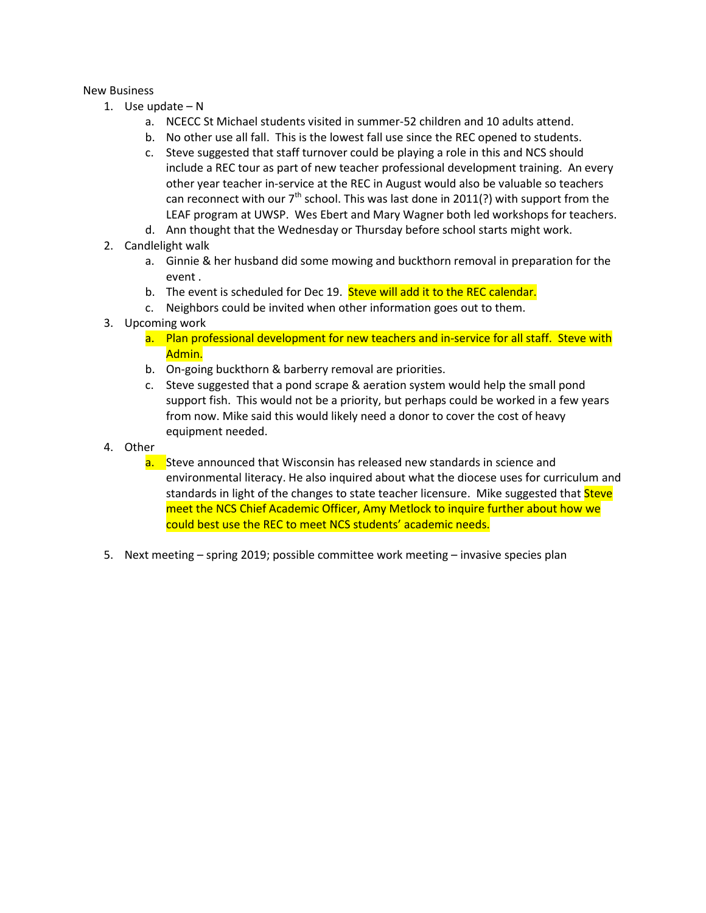New Business

1. Use update – N
   a. NCECC St Michael students visited in summer-52 children and 10 adults attend.
   b. No other use all fall. This is the lowest fall use since the REC opened to students.
   c. Steve suggested that staff turnover could be playing a role in this and NCS should include a REC tour as part of new teacher professional development training. An every other year teacher in-service at the REC in August would also be valuable so teachers can reconnect with our 7th school. This was last done in 2011(?) with support from the LEAF program at UWSP. Wes Ebert and Mary Wagner both led workshops for teachers.
   d. Ann thought that the Wednesday or Thursday before school starts might work.
2. Candlelight walk
   a. Ginnie & her husband did some mowing and buckthorn removal in preparation for the event .
   b. The event is scheduled for Dec 19. Steve will add it to the REC calendar.
   c. Neighbors could be invited when other information goes out to them.
3. Upcoming work
   a. Plan professional development for new teachers and in-service for all staff. Steve with Admin.
   b. On-going buckthorn & barberry removal are priorities.
   c. Steve suggested that a pond scrape & aeration system would help the small pond support fish. This would not be a priority, but perhaps could be worked in a few years from now. Mike said this would likely need a donor to cover the cost of heavy equipment needed.
4. Other
   a. Steve announced that Wisconsin has released new standards in science and environmental literacy. He also inquired about what the diocese uses for curriculum and standards in light of the changes to state teacher licensure. Mike suggested that Steve meet the NCS Chief Academic Officer, Amy Metlock to inquire further about how we could best use the REC to meet NCS students' academic needs.
5. Next meeting – spring 2019; possible committee work meeting – invasive species plan